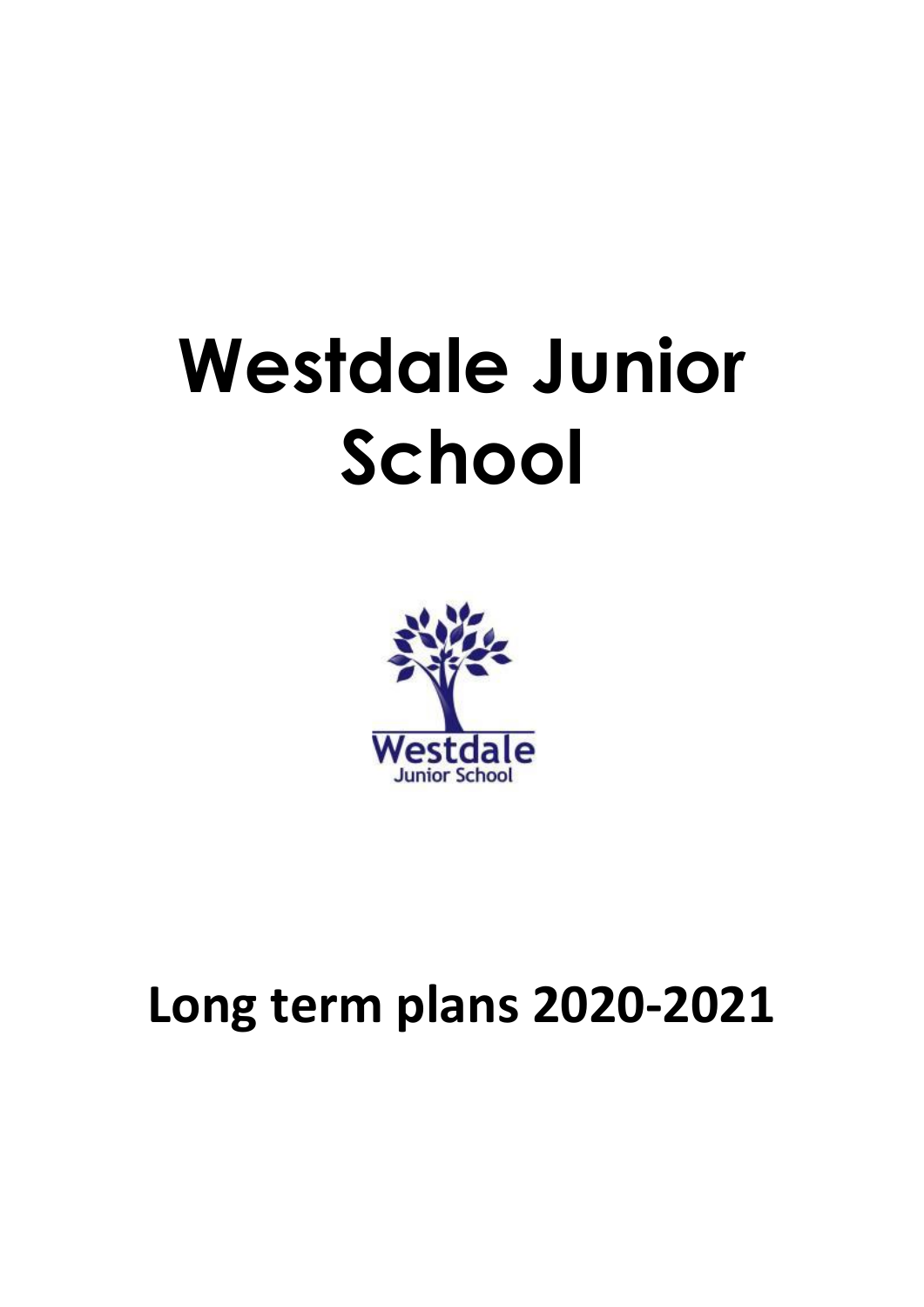# Westdale Junior School

## Long term plans 2020-2021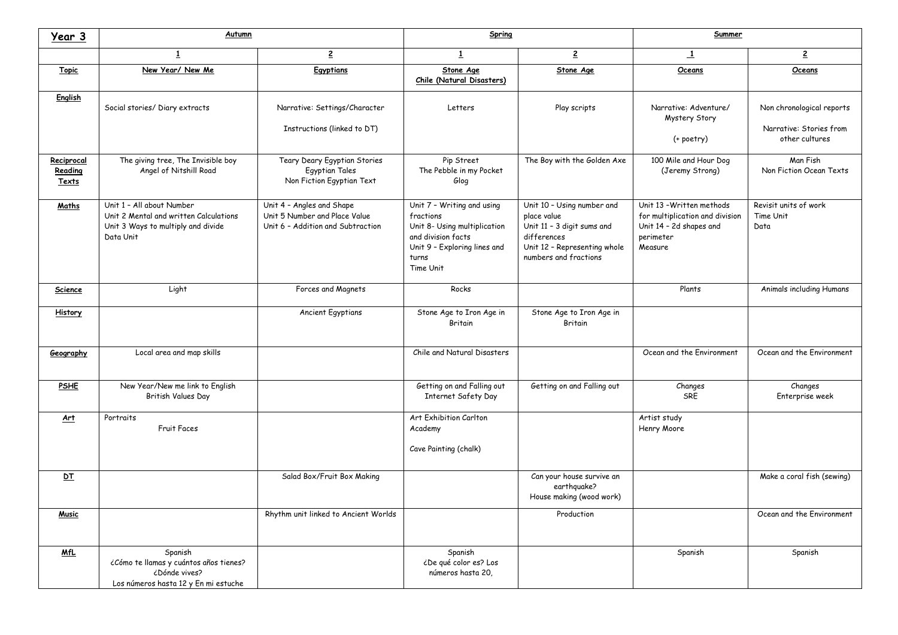| Year 3 | Autumn | | Spring | | Summer | |
|---|---|---|---|---|---|---|
| | 1 | 2 | 1 | 2 | 1 | 2 |
| **Topic** | **New Year/ New Me** | **Egyptians** | **Stone Age Chile (Natural Disasters)** | **Stone Age** | **Oceans** | **Oceans** |
| **English** | Social stories/ Diary extracts | Narrative: Settings/Character<br><br>Instructions (linked to DT) | Letters | Play scripts | Narrative: Adventure/ Mystery Story<br><br>(+ poetry) | Non chronological reports<br><br>Narrative: Stories from other cultures |
| **Reciprocal Reading Texts** | The giving tree, The Invisible boy<br>Angel of Nitshill Road | Teary Deary Egyptian Stories<br>Egyptian Tales<br>Non Fiction Egyptian Text | Pip Street<br>The Pebble in my Pocket<br>Glog | The Boy with the Golden Axe | 100 Mile and Hour Dog (Jeremy Strong) | Man Fish<br>Non Fiction Ocean Texts |
| **Maths** | Unit 1 – All about Number<br>Unit 2 Mental and written Calculations<br>Unit 3 Ways to multiply and divide<br>Data Unit | Unit 4 – Angles and Shape<br>Unit 5 Number and Place Value<br>Unit 6 – Addition and Subtraction | Unit 7 – Writing and using fractions<br>Unit 8- Using multiplication and division facts<br>Unit 9 – Exploring lines and turns<br>Time Unit | Unit 10 – Using number and place value<br>Unit 11 – 3 digit sums and differences<br>Unit 12 – Representing whole numbers and fractions | Unit 13 –Written methods for multiplication and division<br>Unit 14 – 2d shapes and perimeter<br>Measure | Revisit units of work<br>Time Unit<br>Data |
| **Science** | Light | Forces and Magnets | Rocks | | Plants | Animals including Humans |
| **History** | | Ancient Egyptians | Stone Age to Iron Age in Britain | Stone Age to Iron Age in Britain | | |
| **Geography** | Local area and map skills | | Chile and Natural Disasters | | Ocean and the Environment | Ocean and the Environment |
| **PSHE** | New Year/New me link to English<br>British Values Day | | Getting on and Falling out<br>Internet Safety Day | Getting on and Falling out | Changes<br>SRE | Changes<br>Enterprise week |
| **Art** | Portraits<br>Fruit Faces | | Art Exhibition Carlton Academy<br><br>Cave Painting (chalk) | | Artist study<br>Henry Moore | |
| **DT** | | Salad Box/Fruit Box Making | | Can your house survive an earthquake?<br>House making (wood work) | | Make a coral fish (sewing) |
| **Music** | | Rhythm unit linked to Ancient Worlds | | Production | | Ocean and the Environment |
| **MfL** | Spanish<br>¿Cómo te llamas y cuántos años tienes?<br>¿Dónde vives?<br>Los números hasta 12 y En mi estuche | | Spanish<br>¿De qué color es? Los números hasta 20, | | Spanish | Spanish |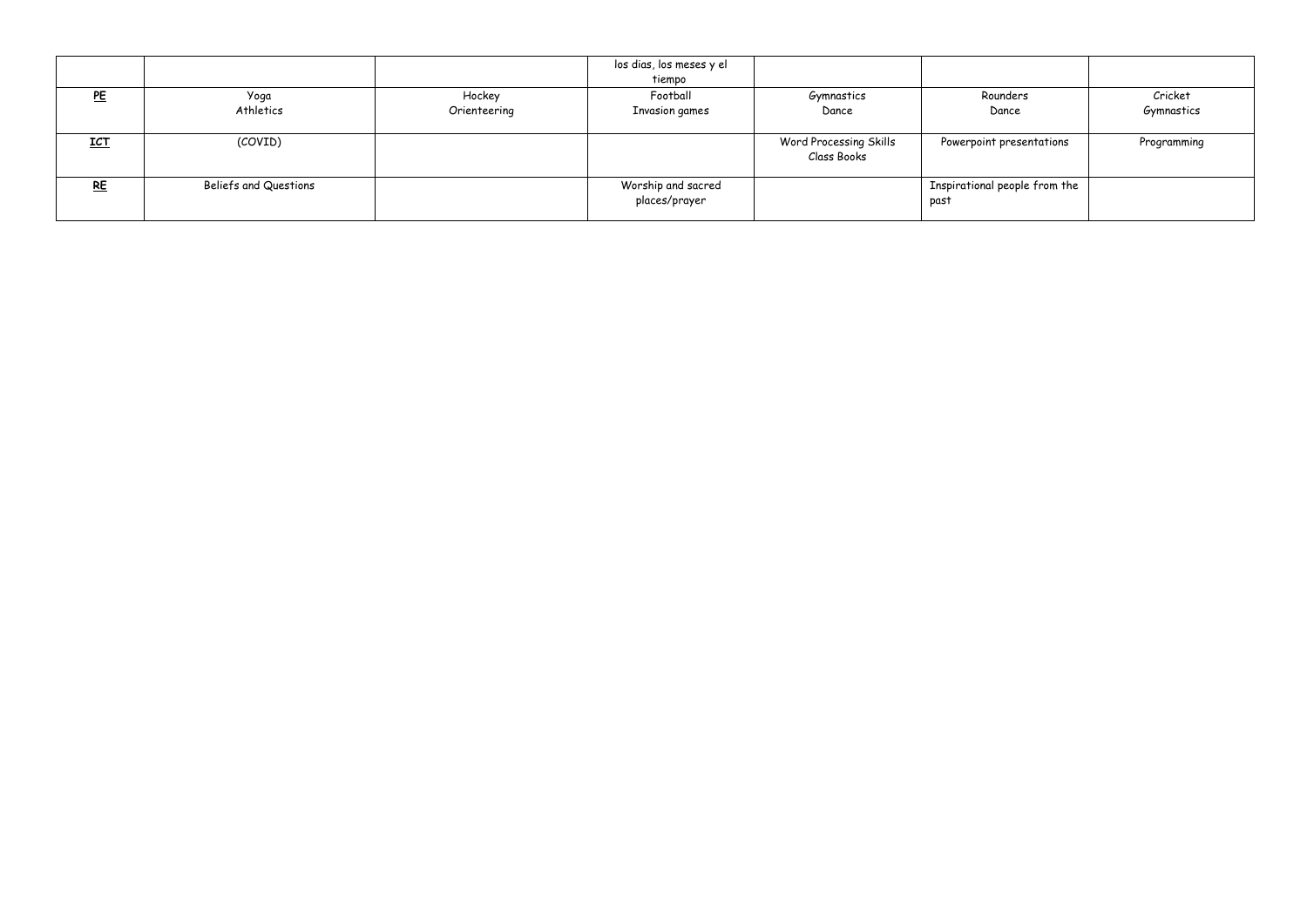| | | | | | | |
|---|---|---|---|---|---|---|
| | | | los dias, los meses y el tiempo | | | |
| **PE** | Yoga<br>Athletics | Hockey<br>Orienteering | Football<br>Invasion games | Gymnastics<br>Dance | Rounders<br>Dance | Cricket<br>Gymnastics |
| **ICT** | (COVID) | | | Word Processing Skills<br>Class Books | Powerpoint presentations | Programming |
| **RE** | Beliefs and Questions | | Worship and sacred places/prayer | | Inspirational people from the past | |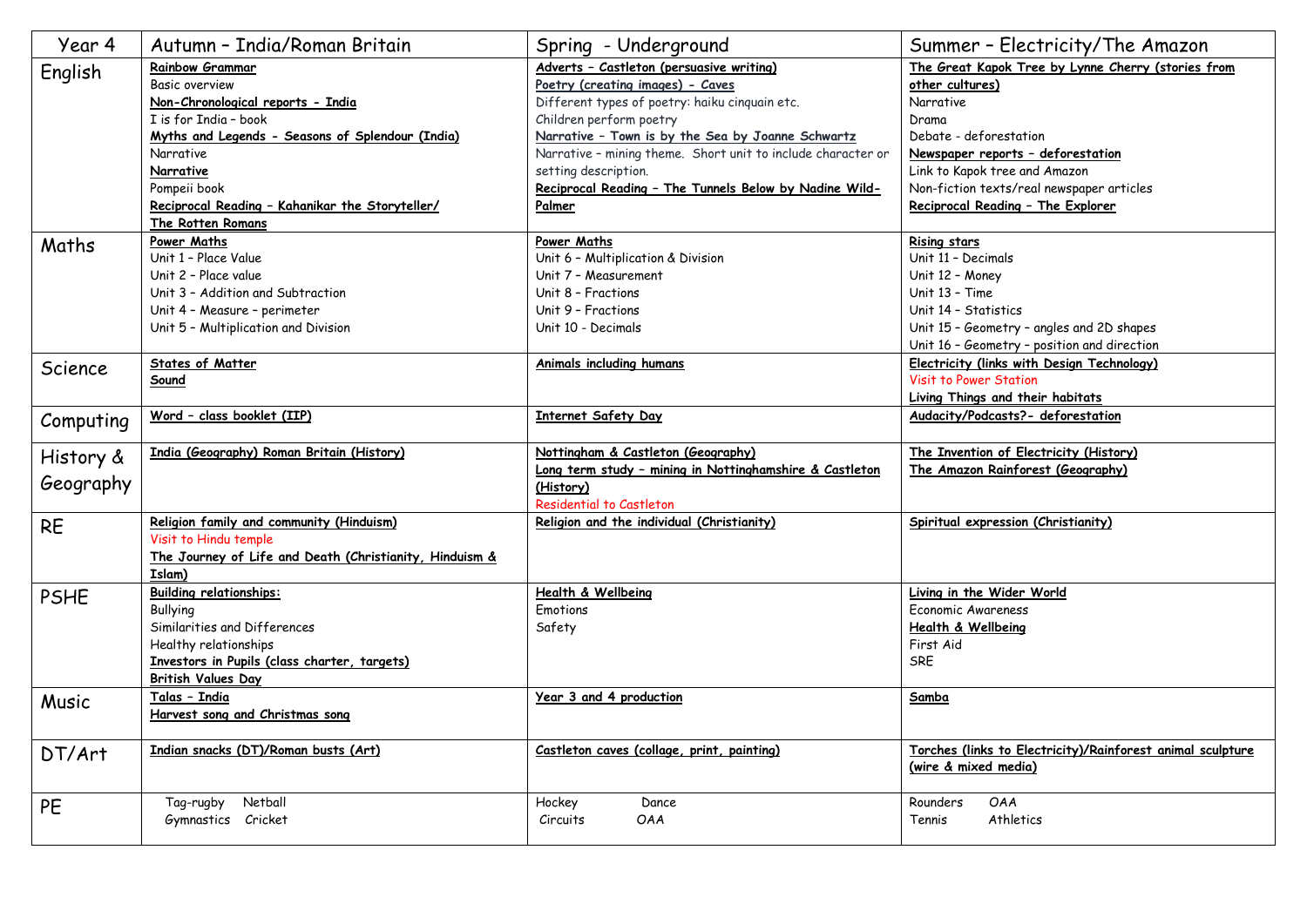| Year 4 | Autumn – India/Roman Britain | Spring - Underground | Summer – Electricity/The Amazon |
|---|---|---|---|
| English | **Rainbow Grammar**<br>Basic overview<br>**Non-Chronological reports - India**<br>I is for India – book<br>**Myths and Legends - Seasons of Splendour (India)**<br>Narrative<br>**Narrative**<br>Pompeii book<br>**Reciprocal Reading – Kahanikar the Storyteller/ The Rotten Romans** | **Adverts – Castleton (persuasive writing)**<br>**Poetry (creating images) - Caves**<br>Different types of poetry: haiku cinquain etc.<br>Children perform poetry<br>**Narrative – Town is by the Sea by Joanne Schwartz**<br>Narrative – mining theme. Short unit to include character or setting description.<br>**Reciprocal Reading – The Tunnels Below by Nadine Wild-Palmer** | **The Great Kapok Tree by Lynne Cherry (stories from other cultures)**<br>Narrative<br>Drama<br>Debate - deforestation<br>**Newspaper reports – deforestation**<br>Link to Kapok tree and Amazon<br>Non-fiction texts/real newspaper articles<br>**Reciprocal Reading – The Explorer** |
| Maths | **Power Maths**<br>Unit 1 – Place Value<br>Unit 2 – Place value<br>Unit 3 – Addition and Subtraction<br>Unit 4 – Measure – perimeter<br>Unit 5 – Multiplication and Division | **Power Maths**<br>Unit 6 – Multiplication & Division<br>Unit 7 – Measurement<br>Unit 8 – Fractions<br>Unit 9 – Fractions<br>Unit 10 - Decimals | **Rising stars**<br>Unit 11 – Decimals<br>Unit 12 – Money<br>Unit 13 – Time<br>Unit 14 – Statistics<br>Unit 15 – Geometry – angles and 2D shapes<br>Unit 16 – Geometry – position and direction |
| Science | **States of Matter**<br>**Sound** | **Animals including humans** | **Electricity (links with Design Technology)**<br>Visit to Power Station<br>**Living Things and their habitats** |
| Computing | **Word – class booklet (IIP)** | **Internet Safety Day** | **Audacity/Podcasts?- deforestation** |
| History & Geography | **India (Geography) Roman Britain (History)** | **Nottingham & Castleton (Geography)**<br>**Long term study – mining in Nottinghamshire & Castleton (History)**<br>Residential to Castleton | **The Invention of Electricity (History)**<br>**The Amazon Rainforest (Geography)** |
| RE | **Religion family and community (Hinduism)**<br>Visit to Hindu temple<br>**The Journey of Life and Death (Christianity, Hinduism & Islam)** | **Religion and the individual (Christianity)** | **Spiritual expression (Christianity)** |
| PSHE | **Building relationships:**<br>Bullying<br>Similarities and Differences<br>Healthy relationships<br>**Investors in Pupils (class charter, targets)**<br>**British Values Day** | **Health & Wellbeing**<br>Emotions<br>Safety | **Living in the Wider World**<br>Economic Awareness<br>**Health & Wellbeing**<br>First Aid<br>SRE |
| Music | **Talas – India**<br>**Harvest song and Christmas song** | **Year 3 and 4 production** | **Samba** |
| DT/Art | **Indian snacks (DT)/Roman busts (Art)** | **Castleton caves (collage, print, painting)** | **Torches (links to Electricity)/Rainforest animal sculpture (wire & mixed media)** |
| PE | Tag-rugby Netball<br>Gymnastics Cricket | Hockey Dance<br>Circuits OAA | Rounders OAA<br>Tennis Athletics |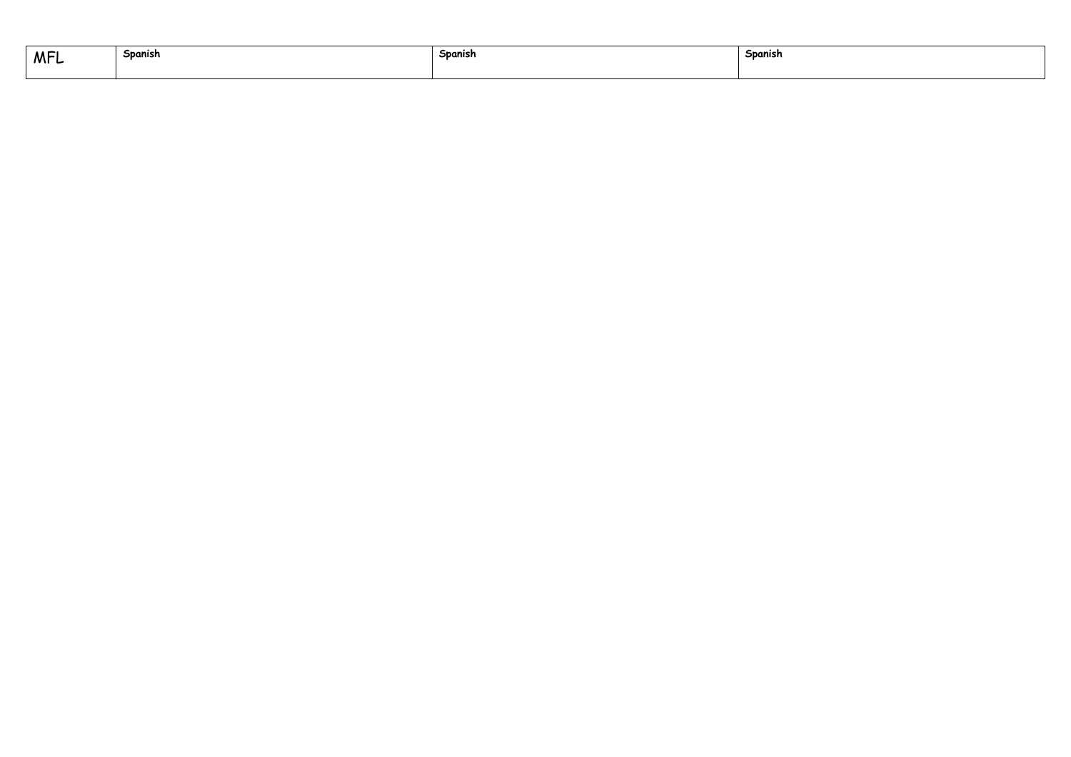| MFL | **Spanish** | **Spanish** | **Spanish** |
|---|---|---|---|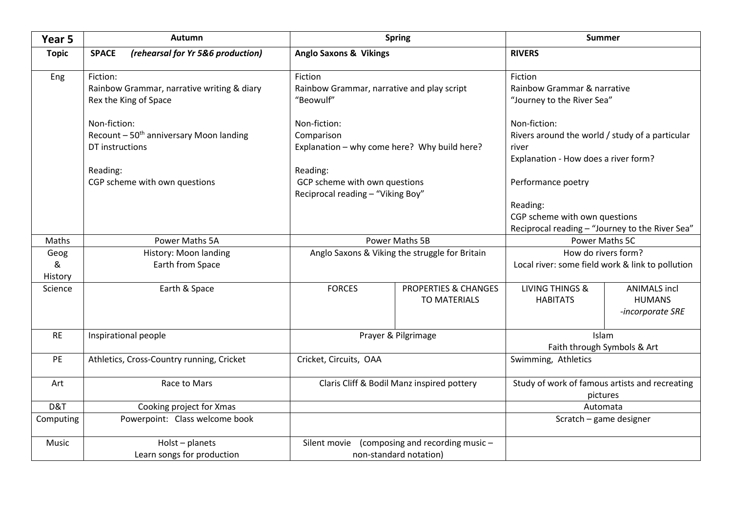| **Year 5** | **Autumn** | **Spring** | | **Summer** | |
|---|---|---|---|---|---|
| **Topic** | **SPACE** *(rehearsal for Yr 5&6 production)* | **Anglo Saxons & Vikings** | | **RIVERS** | |
| Eng | Fiction:<br>Rainbow Grammar, narrative writing & diary<br>Rex the King of Space<br><br>Non-fiction:<br>Recount – 50th anniversary Moon landing<br>DT instructions<br><br>Reading:<br>CGP scheme with own questions | Fiction<br>Rainbow Grammar, narrative and play script<br>"Beowulf"<br><br>Non-fiction:<br>Comparison<br>Explanation – why come here? Why build here?<br><br>Reading:<br>GCP scheme with own questions<br>Reciprocal reading – "Viking Boy" | | Fiction<br>Rainbow Grammar & narrative<br>"Journey to the River Sea"<br><br>Non-fiction:<br>Rivers around the world / study of a particular river<br>Explanation - How does a river form?<br><br>Performance poetry<br><br>Reading:<br>CGP scheme with own questions<br>Reciprocal reading – "Journey to the River Sea" | |
| Maths | Power Maths 5A | Power Maths 5B | | Power Maths 5C | |
| Geog & History | History: Moon landing<br>Earth from Space | Anglo Saxons & Viking the struggle for Britain | | How do rivers form?<br>Local river: some field work & link to pollution | |
| Science | Earth & Space | FORCES | PROPERTIES & CHANGES TO MATERIALS | LIVING THINGS & HABITATS | ANIMALS incl HUMANS<br>*-incorporate SRE* |
| RE | Inspirational people | Prayer & Pilgrimage | | Islam<br>Faith through Symbols & Art | |
| PE | Athletics, Cross-Country running, Cricket | Cricket, Circuits, OAA | | Swimming, Athletics | |
| Art | Race to Mars | Claris Cliff & Bodil Manz inspired pottery | | Study of work of famous artists and recreating pictures | |
| D&T | Cooking project for Xmas | | | Automata | |
| Computing | Powerpoint: Class welcome book | | | Scratch – game designer | |
| Music | Holst – planets<br>Learn songs for production | Silent movie (composing and recording music – non-standard notation) | | | |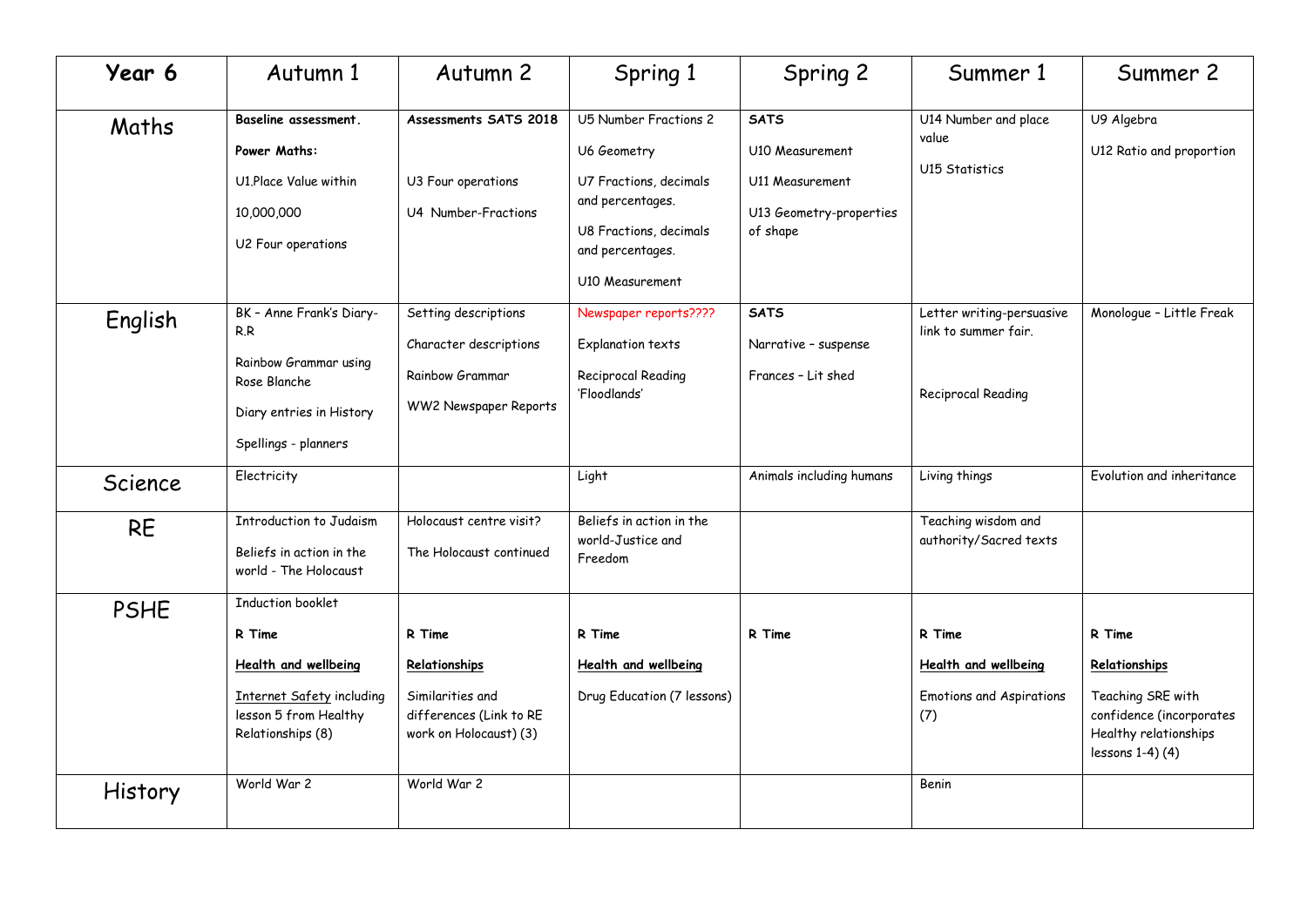| Year 6 | Autumn 1 | Autumn 2 | Spring 1 | Spring 2 | Summer 1 | Summer 2 |
|---|---|---|---|---|---|---|
| Maths | **Baseline assessment.** **Power Maths:** U1.Place Value within 10,000,000 U2 Four operations | **Assessments SATS 2018** U3 Four operations U4 Number-Fractions | U5 Number Fractions 2 U6 Geometry U7 Fractions, decimals and percentages. U8 Fractions, decimals and percentages. U10 Measurement | **SATS** U10 Measurement U11 Measurement U13 Geometry-properties of shape | U14 Number and place value U15 Statistics | U9 Algebra U12 Ratio and proportion |
| English | BK – Anne Frank's Diary-R.R Rainbow Grammar using Rose Blanche Diary entries in History Spellings - planners | Setting descriptions Character descriptions Rainbow Grammar WW2 Newspaper Reports | Newspaper reports???? Explanation texts Reciprocal Reading 'Floodlands' | **SATS** Narrative – suspense Frances – Lit shed | Letter writing-persuasive link to summer fair. Reciprocal Reading | Monologue – Little Freak |
| Science | Electricity | | Light | Animals including humans | Living things | Evolution and inheritance |
| RE | Introduction to Judaism Beliefs in action in the world - The Holocaust | Holocaust centre visit? The Holocaust continued | Beliefs in action in the world-Justice and Freedom | | Teaching wisdom and authority/Sacred texts | |
| PSHE | Induction booklet **R Time** **Health and wellbeing** Internet Safety including lesson 5 from Healthy Relationships (8) | **R Time** **Relationships** Similarities and differences (Link to RE work on Holocaust) (3) | **R Time** **Health and wellbeing** Drug Education (7 lessons) | **R Time** | **R Time** **Health and wellbeing** Emotions and Aspirations (7) | **R Time** **Relationships** Teaching SRE with confidence (incorporates Healthy relationships lessons 1-4) (4) |
| History | World War 2 | World War 2 | | | Benin | |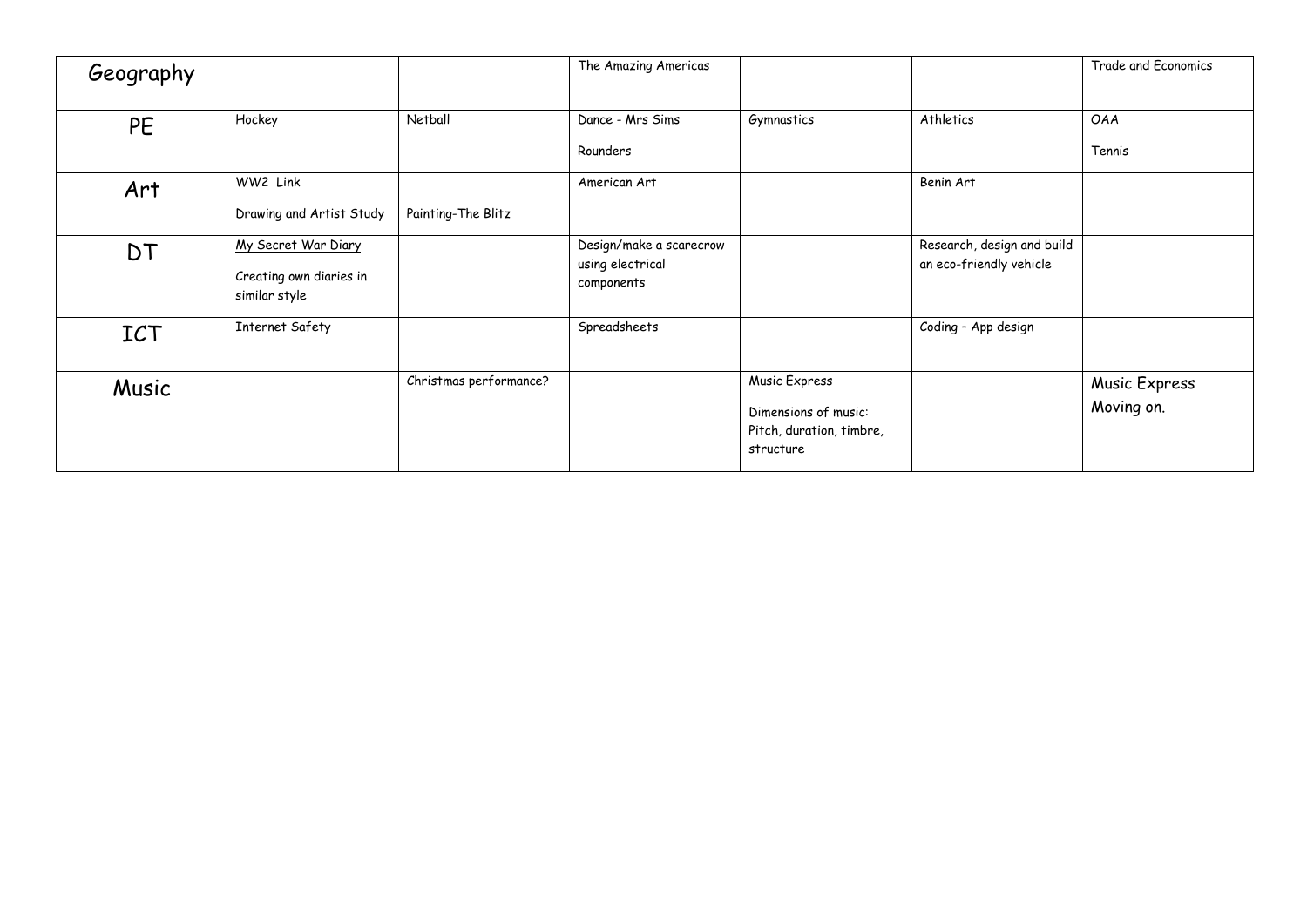| | | | | | | |
|---|---|---|---|---|---|---|
| Geography | | | The Amazing Americas | | | Trade and Economics |
| PE | Hockey | Netball | Dance - Mrs Sims<br><br>Rounders | Gymnastics | Athletics | OAA<br><br>Tennis |
| Art | WW2 Link<br><br>Drawing and Artist Study | Painting-The Blitz | American Art | | Benin Art | |
| DT | My Secret War Diary<br><br>Creating own diaries in similar style | | Design/make a scarecrow using electrical components | | Research, design and build an eco-friendly vehicle | |
| ICT | Internet Safety | | Spreadsheets | | Coding – App design | |
| Music | | Christmas performance? | | Music Express<br><br>Dimensions of music: Pitch, duration, timbre, structure | | Music Express Moving on. |